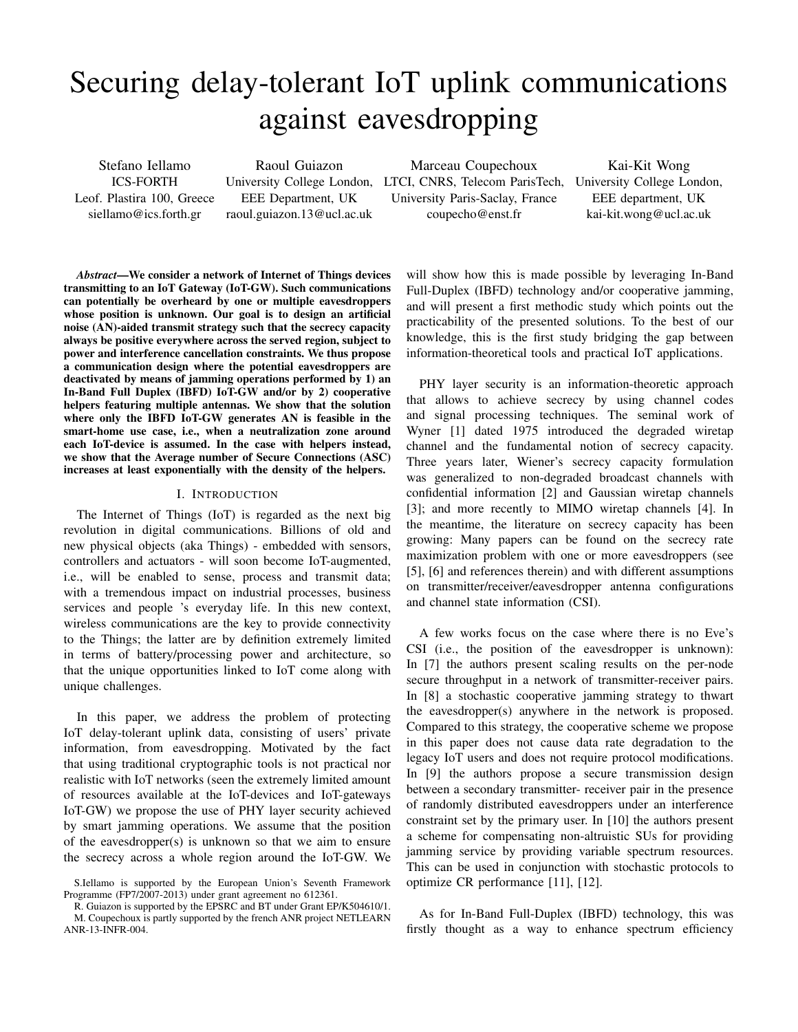# Securing delay-tolerant IoT uplink communications against eavesdropping

Stefano Iellamo
ICS-FORTH
Leof. Plastira 100, Greece
siellamo@ics.forth.gr

Raoul Guiazon
University College London,
EEE Department, UK
raoul.guiazon.13@ucl.ac.uk

Marceau Coupechoux
LTCI, CNRS, Telecom ParisTech,
University Paris-Saclay, France
coupecho@enst.fr

Kai-Kit Wong
University College London,
EEE department, UK
kai-kit.wong@ucl.ac.uk

***Abstract*—We consider a network of Internet of Things devices transmitting to an IoT Gateway (IoT-GW). Such communications can potentially be overheard by one or multiple eavesdroppers whose position is unknown. Our goal is to design an artificial noise (AN)-aided transmit strategy such that the secrecy capacity always be positive everywhere across the served region, subject to power and interference cancellation constraints. We thus propose a communication design where the potential eavesdroppers are deactivated by means of jamming operations performed by 1) an In-Band Full Duplex (IBFD) IoT-GW and/or by 2) cooperative helpers featuring multiple antennas. We show that the solution where only the IBFD IoT-GW generates AN is feasible in the smart-home use case, i.e., when a neutralization zone around each IoT-device is assumed. In the case with helpers instead, we show that the Average number of Secure Connections (ASC) increases at least exponentially with the density of the helpers.**

## I. Introduction

The Internet of Things (IoT) is regarded as the next big revolution in digital communications. Billions of old and new physical objects (aka Things) - embedded with sensors, controllers and actuators - will soon become IoT-augmented, i.e., will be enabled to sense, process and transmit data; with a tremendous impact on industrial processes, business services and people 's everyday life. In this new context, wireless communications are the key to provide connectivity to the Things; the latter are by definition extremely limited in terms of battery/processing power and architecture, so that the unique opportunities linked to IoT come along with unique challenges.

In this paper, we address the problem of protecting IoT delay-tolerant uplink data, consisting of users' private information, from eavesdropping. Motivated by the fact that using traditional cryptographic tools is not practical nor realistic with IoT networks (seen the extremely limited amount of resources available at the IoT-devices and IoT-gateways IoT-GW) we propose the use of PHY layer security achieved by smart jamming operations. We assume that the position of the eavesdropper(s) is unknown so that we aim to ensure the secrecy across a whole region around the IoT-GW. We will show how this is made possible by leveraging In-Band Full-Duplex (IBFD) technology and/or cooperative jamming, and will present a first methodic study which points out the practicability of the presented solutions. To the best of our knowledge, this is the first study bridging the gap between information-theoretical tools and practical IoT applications.

PHY layer security is an information-theoretic approach that allows to achieve secrecy by using channel codes and signal processing techniques. The seminal work of Wyner [1] dated 1975 introduced the degraded wiretap channel and the fundamental notion of secrecy capacity. Three years later, Wiener's secrecy capacity formulation was generalized to non-degraded broadcast channels with confidential information [2] and Gaussian wiretap channels [3]; and more recently to MIMO wiretap channels [4]. In the meantime, the literature on secrecy capacity has been growing: Many papers can be found on the secrecy rate maximization problem with one or more eavesdroppers (see [5], [6] and references therein) and with different assumptions on transmitter/receiver/eavesdropper antenna configurations and channel state information (CSI).

A few works focus on the case where there is no Eve's CSI (i.e., the position of the eavesdropper is unknown): In [7] the authors present scaling results on the per-node secure throughput in a network of transmitter-receiver pairs. In [8] a stochastic cooperative jamming strategy to thwart the eavesdropper(s) anywhere in the network is proposed. Compared to this strategy, the cooperative scheme we propose in this paper does not cause data rate degradation to the legacy IoT users and does not require protocol modifications. In [9] the authors propose a secure transmission design between a secondary transmitter- receiver pair in the presence of randomly distributed eavesdroppers under an interference constraint set by the primary user. In [10] the authors present a scheme for compensating non-altruistic SUs for providing jamming service by providing variable spectrum resources. This can be used in conjunction with stochastic protocols to optimize CR performance [11], [12].

As for In-Band Full-Duplex (IBFD) technology, this was firstly thought as a way to enhance spectrum efficiency

S.Iellamo is supported by the European Union's Seventh Framework Programme (FP7/2007-2013) under grant agreement no 612361.

R. Guiazon is supported by the EPSRC and BT under Grant EP/K504610/1.

M. Coupechoux is partly supported by the french ANR project NETLEARN ANR-13-INFR-004.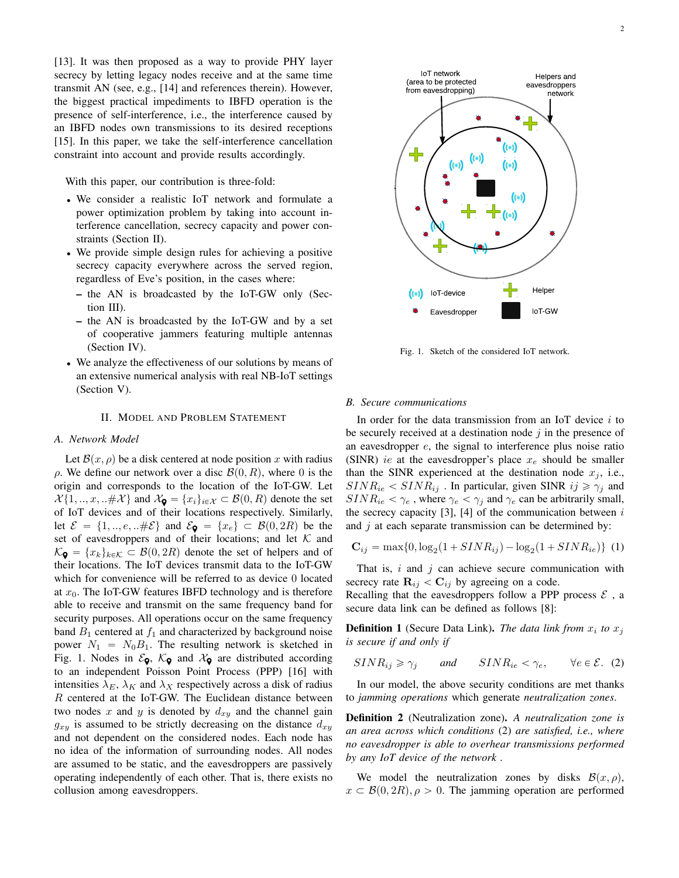[13]. It was then proposed as a way to provide PHY layer secrecy by letting legacy nodes receive and at the same time transmit AN (see, e.g., [14] and references therein). However, the biggest practical impediments to IBFD operation is the presence of self-interference, i.e., the interference caused by an IBFD nodes own transmissions to its desired receptions [15]. In this paper, we take the self-interference cancellation constraint into account and provide results accordingly.

With this paper, our contribution is three-fold:

- We consider a realistic IoT network and formulate a power optimization problem by taking into account interference cancellation, secrecy capacity and power constraints (Section II).
- We provide simple design rules for achieving a positive secrecy capacity everywhere across the served region, regardless of Eve's position, in the cases where:
  - the AN is broadcasted by the IoT-GW only (Section III).
  - the AN is broadcasted by the IoT-GW and by a set of cooperative jammers featuring multiple antennas (Section IV).
- We analyze the effectiveness of our solutions by means of an extensive numerical analysis with real NB-IoT settings (Section V).

## II. Model and Problem Statement

### A. Network Model

Let $\mathcal{B}(x, \rho)$ be a disk centered at node position $x$ with radius $\rho$. We define our network over a disc $\mathcal{B}(0, R)$, where 0 is the origin and corresponds to the location of the IoT-GW. Let $\mathcal{X}\{1, .., x, ..\#\mathcal{X}\}$ and $\mathcal{X}_{\text{📍}} = \{x_i\}_{i\in\mathcal{X}} \subset \mathcal{B}(0, R)$ denote the set of IoT devices and of their locations respectively. Similarly, let $\mathcal{E} = \{1, .., e, ..\#\mathcal{E}\}$ and $\mathcal{E}_{\text{📍}} = \{x_e\} \subset \mathcal{B}(0, 2R)$ be the set of eavesdroppers and of their locations; and let $\mathcal{K}$ and $\mathcal{K}_{\text{📍}} = \{x_k\}_{k\in\mathcal{K}} \subset \mathcal{B}(0, 2R)$ denote the set of helpers and of their locations. The IoT devices transmit data to the IoT-GW which for convenience will be referred to as device 0 located at $x_0$. The IoT-GW features IBFD technology and is therefore able to receive and transmit on the same frequency band for security purposes. All operations occur on the same frequency band $B_1$ centered at $f_1$ and characterized by background noise power $N_1 = N_0 B_1$. The resulting network is sketched in Fig. 1. Nodes in $\mathcal{E}_{\text{📍}}$, $\mathcal{K}_{\text{📍}}$ and $\mathcal{X}_{\text{📍}}$ are distributed according to an independent Poisson Point Process (PPP) [16] with intensities $\lambda_E$, $\lambda_K$ and $\lambda_X$ respectively across a disk of radius $R$ centered at the IoT-GW. The Euclidean distance between two nodes $x$ and $y$ is denoted by $d_{xy}$ and the channel gain $g_{xy}$ is assumed to be strictly decreasing on the distance $d_{xy}$ and not dependent on the considered nodes. Each node has no idea of the information of surrounding nodes. All nodes are assumed to be static, and the eavesdroppers are passively operating independently of each other. That is, there exists no collusion among eavesdroppers.

Fig. 1. Sketch of the considered IoT network.

### B. Secure communications

In order for the data transmission from an IoT device $i$ to be securely received at a destination node $j$ in the presence of an eavesdropper $e$, the signal to interference plus noise ratio (SINR) $ie$ at the eavesdropper's place $x_e$ should be smaller than the SINR experienced at the destination node $x_j$, i.e., $SINR_{ie} < SINR_{ij}$ . In particular, given SINR $ij \geqslant \gamma_j$ and $SINR_{ie} < \gamma_e$ , where $\gamma_e < \gamma_j$ and $\gamma_e$ can be arbitrarily small, the secrecy capacity [3], [4] of the communication between $i$ and $j$ at each separate transmission can be determined by:

$$\mathbf{C}_{ij} = \max\{0, \log_2(1 + SINR_{ij}) - \log_2(1 + SINR_{ie})\} \quad (1)$$

That is, $i$ and $j$ can achieve secure communication with secrecy rate $\mathbf{R}_{ij} < \mathbf{C}_{ij}$ by agreeing on a code.
Recalling that the eavesdroppers follow a PPP process $\mathcal{E}$ , a secure data link can be defined as follows [8]:

**Definition 1** (Secure Data Link). *The data link from $x_i$ to $x_j$ is secure if and only if*

$$SINR_{ij} \geqslant \gamma_j \qquad \textit{and} \qquad SINR_{ie} < \gamma_e, \qquad \forall e \in \mathcal{E}. \quad (2)$$

In our model, the above security conditions are met thanks to *jamming operations* which generate *neutralization zones*.

**Definition 2** (Neutralization zone). *A neutralization zone is an area across which conditions* (2) *are satisfied, i.e., where no eavesdropper is able to overhear transmissions performed by any IoT device of the network .*

We model the neutralization zones by disks $\mathcal{B}(x, \rho)$, $x \subset \mathcal{B}(0, 2R), \rho > 0$. The jamming operation are performed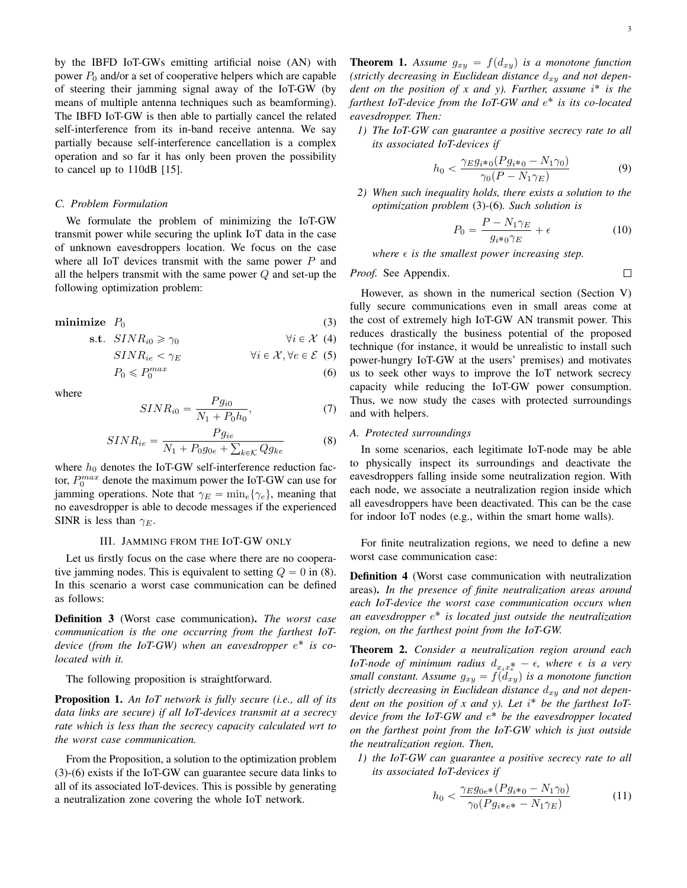by the IBFD IoT-GWs emitting artificial noise (AN) with power $P_0$ and/or a set of cooperative helpers which are capable of steering their jamming signal away of the IoT-GW (by means of multiple antenna techniques such as beamforming). The IBFD IoT-GW is then able to partially cancel the related self-interference from its in-band receive antenna. We say partially because self-interference cancellation is a complex operation and so far it has only been proven the possibility to cancel up to 110dB [15].

### C. Problem Formulation

We formulate the problem of minimizing the IoT-GW transmit power while securing the uplink IoT data in the case of unknown eavesdroppers location. We focus on the case where all IoT devices transmit with the same power $P$ and all the helpers transmit with the same power $Q$ and set-up the following optimization problem:

$$\textbf{minimize} \quad P_0 \tag{3}$$

$$\textbf{s.t.} \quad SINR_{i0} \geqslant \gamma_0 \qquad \forall i \in \mathcal{X} \tag{4}$$

$$SINR_{ie} < \gamma_E \qquad \forall i \in \mathcal{X}, \forall e \in \mathcal{E} \tag{5}$$

$$P_0 \leqslant P_0^{max} \tag{6}$$

where

$$SINR_{i0} = \frac{Pg_{i0}}{N_1 + P_0 h_0}, \tag{7}$$

$$SINR_{ie} = \frac{Pg_{ie}}{N_1 + P_0 g_{0e} + \sum_{k \in \mathcal{K}} Qg_{ke}} \tag{8}$$

where $h_0$ denotes the IoT-GW self-interference reduction factor, $P_0^{max}$ denote the maximum power the IoT-GW can use for jamming operations. Note that $\gamma_E = \min_e\{\gamma_e\}$, meaning that no eavesdropper is able to decode messages if the experienced SINR is less than $\gamma_E$.

## III. Jamming from the IoT-GW only

Let us firstly focus on the case where there are no cooperative jamming nodes. This is equivalent to setting $Q = 0$ in (8). In this scenario a worst case communication can be defined as follows:

**Definition 3** (Worst case communication)**.** *The worst case communication is the one occurring from the farthest IoT-device (from the IoT-GW) when an eavesdropper $e^*$ is co-located with it.*

The following proposition is straightforward.

**Proposition 1.** *An IoT network is fully secure (i.e., all of its data links are secure) if all IoT-devices transmit at a secrecy rate which is less than the secrecy capacity calculated wrt to the worst case communication.*

From the Proposition, a solution to the optimization problem (3)-(6) exists if the IoT-GW can guarantee secure data links to all of its associated IoT-devices. This is possible by generating a neutralization zone covering the whole IoT network.

**Theorem 1.** *Assume $g_{xy} = f(d_{xy})$ is a monotone function (strictly decreasing in Euclidean distance $d_{xy}$ and not dependent on the position of x and y). Further, assume $i^*$ is the farthest IoT-device from the IoT-GW and $e^*$ is its co-located eavesdropper. Then:*

*1) The IoT-GW can guarantee a positive secrecy rate to all its associated IoT-devices if*

$$h_0 < \frac{\gamma_E g_{i^*0}(Pg_{i^*0} - N_1\gamma_0)}{\gamma_0(P - N_1\gamma_E)} \tag{9}$$

*2) When such inequality holds, there exists a solution to the optimization problem* (3)-(6)*. Such solution is*

$$P_0 = \frac{P - N_1\gamma_E}{g_{i^*0}\gamma_E} + \epsilon \tag{10}$$

*where $\epsilon$ is the smallest power increasing step.*

*Proof.* See Appendix. □

However, as shown in the numerical section (Section V) fully secure communications even in small areas come at the cost of extremely high IoT-GW AN transmit power. This reduces drastically the business potential of the proposed technique (for instance, it would be unrealistic to install such power-hungry IoT-GW at the users' premises) and motivates us to seek other ways to improve the IoT network secrecy capacity while reducing the IoT-GW power consumption. Thus, we now study the cases with protected surroundings and with helpers.

### A. Protected surroundings

In some scenarios, each legitimate IoT-node may be able to physically inspect its surroundings and deactivate the eavesdroppers falling inside some neutralization region. With each node, we associate a neutralization region inside which all eavesdroppers have been deactivated. This can be the case for indoor IoT nodes (e.g., within the smart home walls).

For finite neutralization regions, we need to define a new worst case communication case:

**Definition 4** (Worst case communication with neutralization areas)**.** *In the presence of finite neutralization areas around each IoT-device the worst case communication occurs when an eavesdropper $e^*$ is located just outside the neutralization region, on the farthest point from the IoT-GW.*

**Theorem 2.** *Consider a neutralization region around each IoT-node of minimum radius $d_{x_i x_e^*} - \epsilon$, where $\epsilon$ is a very small constant. Assume $g_{xy} = f(d_{xy})$ is a monotone function (strictly decreasing in Euclidean distance $d_{xy}$ and not dependent on the position of x and y). Let $i^*$ be the farthest IoT-device from the IoT-GW and $e^*$ be the eavesdropper located on the farthest point from the IoT-GW which is just outside the neutralization region. Then,*

*1) the IoT-GW can guarantee a positive secrecy rate to all its associated IoT-devices if*

$$h_0 < \frac{\gamma_E g_{0e^*}(Pg_{i^*0} - N_1\gamma_0)}{\gamma_0(Pg_{i^*e^*} - N_1\gamma_E)} \tag{11}$$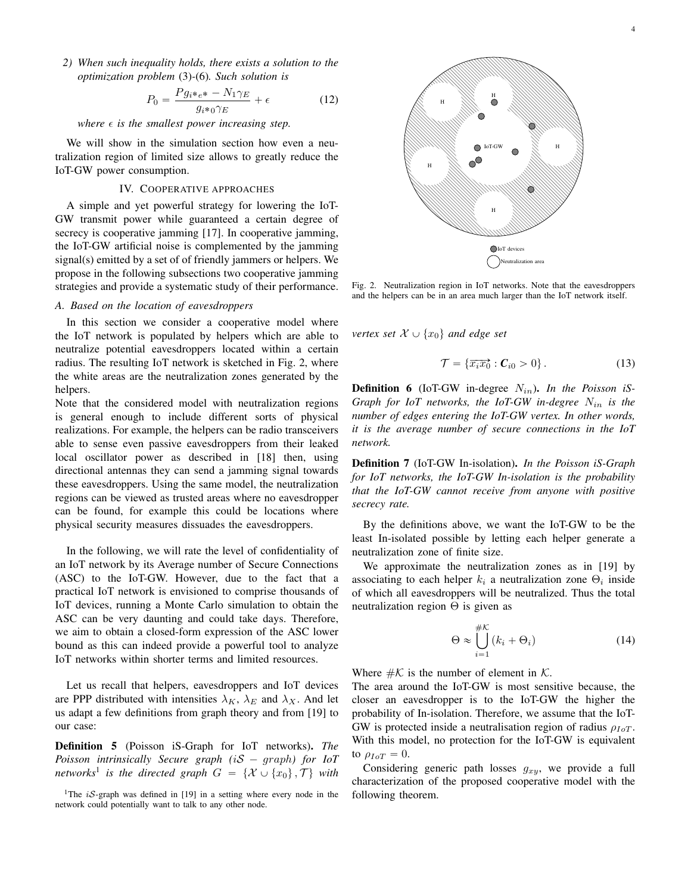2) *When such inequality holds, there exists a solution to the optimization problem* (3)-(6)*. Such solution is*

$$P_0 = \frac{P g_{i*e*} - N_1 \gamma_E}{g_{i*0} \gamma_E} + \epsilon \tag{12}$$

*where $\epsilon$ is the smallest power increasing step.*

We will show in the simulation section how even a neutralization region of limited size allows to greatly reduce the IoT-GW power consumption.

## IV. Cooperative approaches

A simple and yet powerful strategy for lowering the IoT-GW transmit power while guaranteed a certain degree of secrecy is cooperative jamming [17]. In cooperative jamming, the IoT-GW artificial noise is complemented by the jamming signal(s) emitted by a set of of friendly jammers or helpers. We propose in the following subsections two cooperative jamming strategies and provide a systematic study of their performance.

### A. Based on the location of eavesdroppers

In this section we consider a cooperative model where the IoT network is populated by helpers which are able to neutralize potential eavesdroppers located within a certain radius. The resulting IoT network is sketched in Fig. 2, where the white areas are the neutralization zones generated by the helpers.

Note that the considered model with neutralization regions is general enough to include different sorts of physical realizations. For example, the helpers can be radio transceivers able to sense even passive eavesdroppers from their leaked local oscillator power as described in [18] then, using directional antennas they can send a jamming signal towards these eavesdroppers. Using the same model, the neutralization regions can be viewed as trusted areas where no eavesdropper can be found, for example this could be locations where physical security measures dissuades the eavesdroppers.

In the following, we will rate the level of confidentiality of an IoT network by its Average number of Secure Connections (ASC) to the IoT-GW. However, due to the fact that a practical IoT network is envisioned to comprise thousands of IoT devices, running a Monte Carlo simulation to obtain the ASC can be very daunting and could take days. Therefore, we aim to obtain a closed-form expression of the ASC lower bound as this can indeed provide a powerful tool to analyze IoT networks within shorter terms and limited resources.

Let us recall that helpers, eavesdroppers and IoT devices are PPP distributed with intensities $\lambda_K$, $\lambda_E$ and $\lambda_X$. And let us adapt a few definitions from graph theory and from [19] to our case:

**Definition 5** (Poisson iS-Graph for IoT networks)**.** *The Poisson intrinsically Secure graph ($i\mathcal{S}-graph$) for IoT networks*[1] *is the directed graph $G = \{\mathcal{X} \cup \{x_0\}, \mathcal{T}\}$ with vertex set $\mathcal{X} \cup \{x_0\}$ and edge set*

$$\mathcal{T} = \{\overrightarrow{x_i x_0} : \boldsymbol{C}_{i0} > 0\}. \tag{13}$$

[1] The $i\mathcal{S}$-graph was defined in [19] in a setting where every node in the network could potentially want to talk to any other node.

Fig. 2. Neutralization region in IoT networks. Note that the eavesdroppers and the helpers can be in an area much larger than the IoT network itself.

**Definition 6** (IoT-GW in-degree $N_{in}$)**.** *In the Poisson iS-Graph for IoT networks, the IoT-GW in-degree $N_{in}$ is the number of edges entering the IoT-GW vertex. In other words, it is the average number of secure connections in the IoT network.*

**Definition 7** (IoT-GW In-isolation)**.** *In the Poisson iS-Graph for IoT networks, the IoT-GW In-isolation is the probability that the IoT-GW cannot receive from anyone with positive secrecy rate.*

By the definitions above, we want the IoT-GW to be the least In-isolated possible by letting each helper generate a neutralization zone of finite size.

We approximate the neutralization zones as in [19] by associating to each helper $k_i$ a neutralization zone $\Theta_i$ inside of which all eavesdroppers will be neutralized. Thus the total neutralization region $\Theta$ is given as

$$\Theta \approx \bigcup_{i=1}^{\#\mathcal{K}} (k_i + \Theta_i) \tag{14}$$

Where $\#\mathcal{K}$ is the number of element in $\mathcal{K}$.

The area around the IoT-GW is most sensitive because, the closer an eavesdropper is to the IoT-GW the higher the probability of In-isolation. Therefore, we assume that the IoT-GW is protected inside a neutralisation region of radius $\rho_{IoT}$. With this model, no protection for the IoT-GW is equivalent to $\rho_{IoT} = 0$.

Considering generic path losses $g_{xy}$, we provide a full characterization of the proposed cooperative model with the following theorem.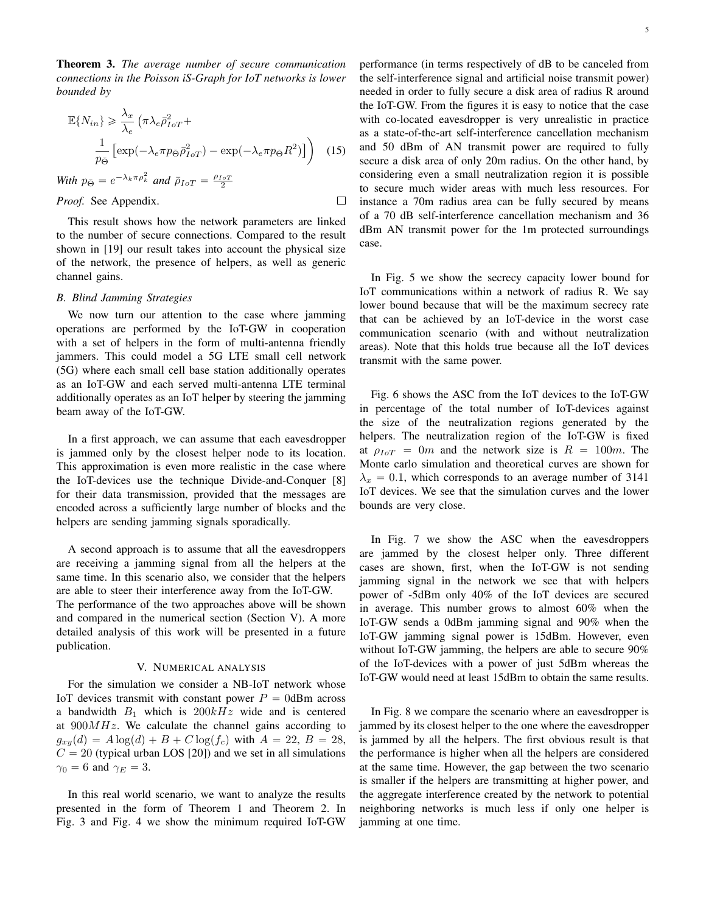**Theorem 3.** *The average number of secure communication connections in the Poisson iS-Graph for IoT networks is lower bounded by*

$$\mathbb{E}\{N_{in}\} \geqslant \frac{\lambda_x}{\lambda_e}\left(\pi\lambda_e\bar{\rho}_{IoT}^2 + \frac{1}{p_{\bar{\Theta}}}\left[\exp(-\lambda_e\pi p_{\bar{\Theta}}\bar{\rho}_{IoT}^2) - \exp(-\lambda_e\pi p_{\bar{\Theta}}R^2)\right]\right) \quad (15)$$

*With* $p_{\bar{\Theta}} = e^{-\lambda_k\pi\rho_k^2}$ *and* $\bar{\rho}_{IoT} = \frac{\rho_{IoT}}{2}$

*Proof.* See Appendix. □

This result shows how the network parameters are linked to the number of secure connections. Compared to the result shown in [19] our result takes into account the physical size of the network, the presence of helpers, as well as generic channel gains.

### B. Blind Jamming Strategies

We now turn our attention to the case where jamming operations are performed by the IoT-GW in cooperation with a set of helpers in the form of multi-antenna friendly jammers. This could model a 5G LTE small cell network (5G) where each small cell base station additionally operates as an IoT-GW and each served multi-antenna LTE terminal additionally operates as an IoT helper by steering the jamming beam away of the IoT-GW.

In a first approach, we can assume that each eavesdropper is jammed only by the closest helper node to its location. This approximation is even more realistic in the case where the IoT-devices use the technique Divide-and-Conquer [8] for their data transmission, provided that the messages are encoded across a sufficiently large number of blocks and the helpers are sending jamming signals sporadically.

A second approach is to assume that all the eavesdroppers are receiving a jamming signal from all the helpers at the same time. In this scenario also, we consider that the helpers are able to steer their interference away from the IoT-GW. The performance of the two approaches above will be shown and compared in the numerical section (Section V). A more detailed analysis of this work will be presented in a future publication.

## V. Numerical analysis

For the simulation we consider a NB-IoT network whose IoT devices transmit with constant power $P = 0$dBm across a bandwidth $B_1$ which is $200kHz$ wide and is centered at $900MHz$. We calculate the channel gains according to $g_{xy}(d) = A\log(d) + B + C\log(f_c)$ with $A = 22$, $B = 28$, $C = 20$ (typical urban LOS [20]) and we set in all simulations $\gamma_0 = 6$ and $\gamma_E = 3$.

In this real world scenario, we want to analyze the results presented in the form of Theorem 1 and Theorem 2. In Fig. 3 and Fig. 4 we show the minimum required IoT-GW performance (in terms respectively of dB to be canceled from the self-interference signal and artificial noise transmit power) needed in order to fully secure a disk area of radius R around the IoT-GW. From the figures it is easy to notice that the case with co-located eavesdropper is very unrealistic in practice as a state-of-the-art self-interference cancellation mechanism and 50 dBm of AN transmit power are required to fully secure a disk area of only 20m radius. On the other hand, by considering even a small neutralization region it is possible to secure much wider areas with much less resources. For instance a 70m radius area can be fully secured by means of a 70 dB self-interference cancellation mechanism and 36 dBm AN transmit power for the 1m protected surroundings case.

In Fig. 5 we show the secrecy capacity lower bound for IoT communications within a network of radius R. We say lower bound because that will be the maximum secrecy rate that can be achieved by an IoT-device in the worst case communication scenario (with and without neutralization areas). Note that this holds true because all the IoT devices transmit with the same power.

Fig. 6 shows the ASC from the IoT devices to the IoT-GW in percentage of the total number of IoT-devices against the size of the neutralization regions generated by the helpers. The neutralization region of the IoT-GW is fixed at $\rho_{IoT} = 0m$ and the network size is $R = 100m$. The Monte carlo simulation and theoretical curves are shown for $\lambda_x = 0.1$, which corresponds to an average number of 3141 IoT devices. We see that the simulation curves and the lower bounds are very close.

In Fig. 7 we show the ASC when the eavesdroppers are jammed by the closest helper only. Three different cases are shown, first, when the IoT-GW is not sending jamming signal in the network we see that with helpers power of -5dBm only 40% of the IoT devices are secured in average. This number grows to almost 60% when the IoT-GW sends a 0dBm jamming signal and 90% when the IoT-GW jamming signal power is 15dBm. However, even without IoT-GW jamming, the helpers are able to secure 90% of the IoT-devices with a power of just 5dBm whereas the IoT-GW would need at least 15dBm to obtain the same results.

In Fig. 8 we compare the scenario where an eavesdropper is jammed by its closest helper to the one where the eavesdropper is jammed by all the helpers. The first obvious result is that the performance is higher when all the helpers are considered at the same time. However, the gap between the two scenario is smaller if the helpers are transmitting at higher power, and the aggregate interference created by the network to potential neighboring networks is much less if only one helper is jamming at one time.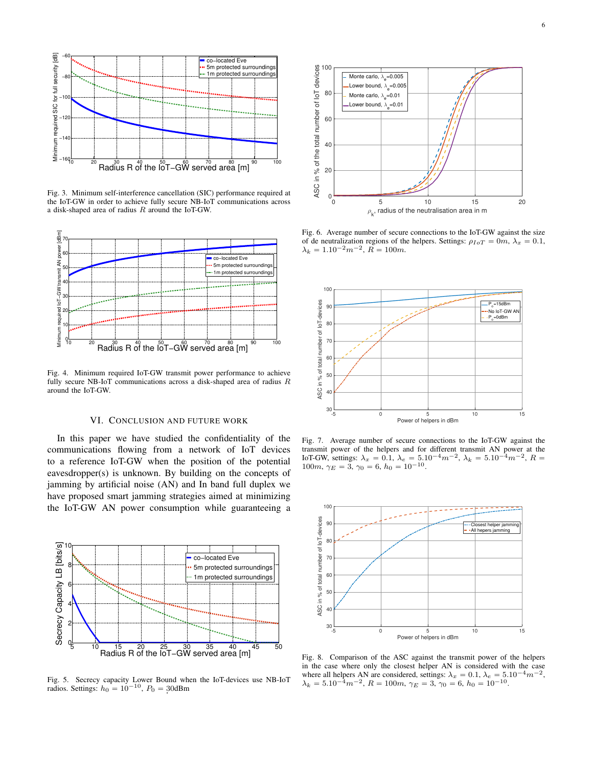Fig. 3. Minimum self-interference cancellation (SIC) performance required at the IoT-GW in order to achieve fully secure NB-IoT communications across a disk-shaped area of radius $R$ around the IoT-GW.

Fig. 4. Minimum required IoT-GW transmit power performance to achieve fully secure NB-IoT communications across a disk-shaped area of radius $R$ around the IoT-GW.

## VI. Conclusion and Future Work

In this paper we have studied the confidentiality of the communications flowing from a network of IoT devices to a reference IoT-GW when the position of the potential eavesdropper(s) is unknown. By building on the concepts of jamming by artificial noise (AN) and In band full duplex we have proposed smart jamming strategies aimed at minimizing the IoT-GW AN power consumption while guaranteeing a

Fig. 5. Secrecy capacity Lower Bound when the IoT-devices use NB-IoT radios. Settings: $h_0 = 10^{-10}$, $P_0 = 30$dBm

Fig. 6. Average number of secure connections to the IoT-GW against the size of de neutralization regions of the helpers. Settings: $\rho_{IoT} = 0m$, $\lambda_x = 0.1$, $\lambda_k = 1.10^{-2}m^{-2}$, $R = 100m$.

Fig. 7. Average number of secure connections to the IoT-GW against the transmit power of the helpers and for different transmit AN power at the IoT-GW, settings: $\lambda_x = 0.1$, $\lambda_e = 5.10^{-4}m^{-2}$, $\lambda_k = 5.10^{-4}m^{-2}$, $R = 100m$, $\gamma_E = 3$, $\gamma_0 = 6$, $h_0 = 10^{-10}$.

Fig. 8. Comparison of the ASC against the transmit power of the helpers in the case where only the closest helper AN is considered with the case where all helpers AN are considered, settings: $\lambda_x = 0.1$, $\lambda_e = 5.10^{-4}m^{-2}$, $\lambda_k = 5.10^{-4}m^{-2}$, $R = 100m$, $\gamma_E = 3$, $\gamma_0 = 6$, $h_0 = 10^{-10}$.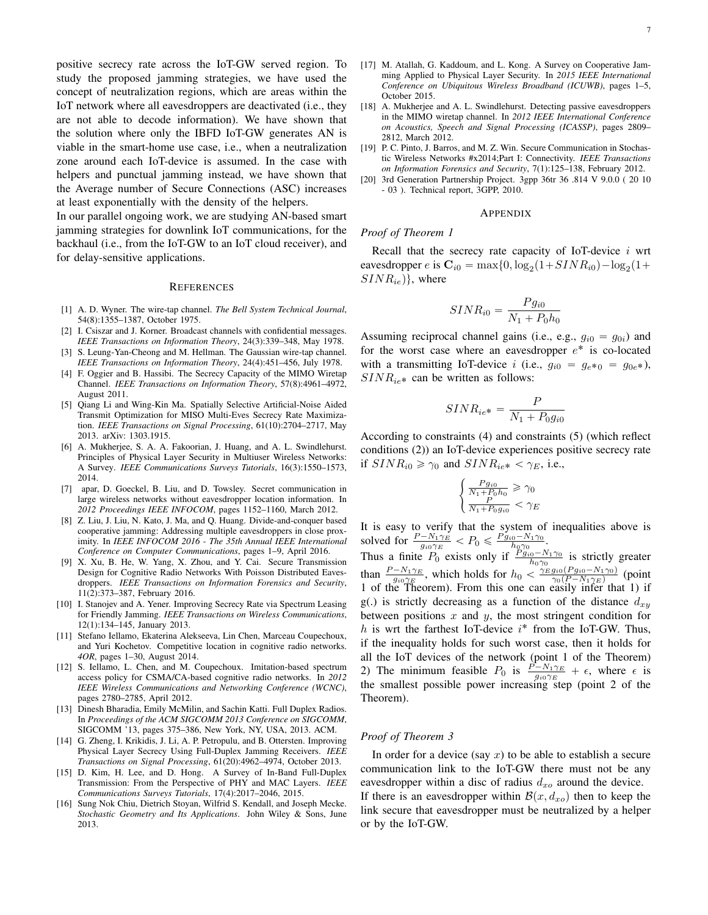positive secrecy rate across the IoT-GW served region. To study the proposed jamming strategies, we have used the concept of neutralization regions, which are areas within the IoT network where all eavesdroppers are deactivated (i.e., they are not able to decode information). We have shown that the solution where only the IBFD IoT-GW generates AN is viable in the smart-home use case, i.e., when a neutralization zone around each IoT-device is assumed. In the case with helpers and punctual jamming instead, we have shown that the Average number of Secure Connections (ASC) increases at least exponentially with the density of the helpers.

In our parallel ongoing work, we are studying AN-based smart jamming strategies for downlink IoT communications, for the backhaul (i.e., from the IoT-GW to an IoT cloud receiver), and for delay-sensitive applications.

## References

[1] A. D. Wyner. The wire-tap channel. *The Bell System Technical Journal*, 54(8):1355–1387, October 1975.

[2] I. Csiszar and J. Korner. Broadcast channels with confidential messages. *IEEE Transactions on Information Theory*, 24(3):339–348, May 1978.

[3] S. Leung-Yan-Cheong and M. Hellman. The Gaussian wire-tap channel. *IEEE Transactions on Information Theory*, 24(4):451–456, July 1978.

[4] F. Oggier and B. Hassibi. The Secrecy Capacity of the MIMO Wiretap Channel. *IEEE Transactions on Information Theory*, 57(8):4961–4972, August 2011.

[5] Qiang Li and Wing-Kin Ma. Spatially Selective Artificial-Noise Aided Transmit Optimization for MISO Multi-Eves Secrecy Rate Maximization. *IEEE Transactions on Signal Processing*, 61(10):2704–2717, May 2013. arXiv: 1303.1915.

[6] A. Mukherjee, S. A. A. Fakoorian, J. Huang, and A. L. Swindlehurst. Principles of Physical Layer Security in Multiuser Wireless Networks: A Survey. *IEEE Communications Surveys Tutorials*, 16(3):1550–1573, 2014.

[7] apar, D. Goeckel, B. Liu, and D. Towsley. Secret communication in large wireless networks without eavesdropper location information. In *2012 Proceedings IEEE INFOCOM*, pages 1152–1160, March 2012.

[8] Z. Liu, J. Liu, N. Kato, J. Ma, and Q. Huang. Divide-and-conquer based cooperative jamming: Addressing multiple eavesdroppers in close proximity. In *IEEE INFOCOM 2016 - The 35th Annual IEEE International Conference on Computer Communications*, pages 1–9, April 2016.

[9] X. Xu, B. He, W. Yang, X. Zhou, and Y. Cai. Secure Transmission Design for Cognitive Radio Networks With Poisson Distributed Eavesdroppers. *IEEE Transactions on Information Forensics and Security*, 11(2):373–387, February 2016.

[10] I. Stanojev and A. Yener. Improving Secrecy Rate via Spectrum Leasing for Friendly Jamming. *IEEE Transactions on Wireless Communications*, 12(1):134–145, January 2013.

[11] Stefano Iellamo, Ekaterina Alekseeva, Lin Chen, Marceau Coupechoux, and Yuri Kochetov. Competitive location in cognitive radio networks. *4OR*, pages 1–30, August 2014.

[12] S. Iellamo, L. Chen, and M. Coupechoux. Imitation-based spectrum access policy for CSMA/CA-based cognitive radio networks. In *2012 IEEE Wireless Communications and Networking Conference (WCNC)*, pages 2780–2785, April 2012.

[13] Dinesh Bharadia, Emily McMilin, and Sachin Katti. Full Duplex Radios. In *Proceedings of the ACM SIGCOMM 2013 Conference on SIGCOMM*, SIGCOMM '13, pages 375–386, New York, NY, USA, 2013. ACM.

[14] G. Zheng, I. Krikidis, J. Li, A. P. Petropulu, and B. Ottersten. Improving Physical Layer Secrecy Using Full-Duplex Jamming Receivers. *IEEE Transactions on Signal Processing*, 61(20):4962–4974, October 2013.

[15] D. Kim, H. Lee, and D. Hong. A Survey of In-Band Full-Duplex Transmission: From the Perspective of PHY and MAC Layers. *IEEE Communications Surveys Tutorials*, 17(4):2017–2046, 2015.

[16] Sung Nok Chiu, Dietrich Stoyan, Wilfrid S. Kendall, and Joseph Mecke. *Stochastic Geometry and Its Applications*. John Wiley & Sons, June 2013.

[17] M. Atallah, G. Kaddoum, and L. Kong. A Survey on Cooperative Jamming Applied to Physical Layer Security. In *2015 IEEE International Conference on Ubiquitous Wireless Broadband (ICUWB)*, pages 1–5, October 2015.

[18] A. Mukherjee and A. L. Swindlehurst. Detecting passive eavesdroppers in the MIMO wiretap channel. In *2012 IEEE International Conference on Acoustics, Speech and Signal Processing (ICASSP)*, pages 2809–2812, March 2012.

[19] P. C. Pinto, J. Barros, and M. Z. Win. Secure Communication in Stochastic Wireless Networks #x2014;Part I: Connectivity. *IEEE Transactions on Information Forensics and Security*, 7(1):125–138, February 2012.

[20] 3rd Generation Partnership Project. 3gpp 36tr 36 .814 V 9.0.0 ( 20 10 - 03 ). Technical report, 3GPP, 2010.

## Appendix

### *Proof of Theorem 1*

Recall that the secrecy rate capacity of IoT-device $i$ wrt eavesdropper $e$ is $\mathbf{C}_{i0} = \max\{0, \log_2(1+SINR_{i0}) - \log_2(1+SINR_{ie})\}$, where

$$SINR_{i0} = \frac{Pg_{i0}}{N_1 + P_0 h_0}$$

Assuming reciprocal channel gains (i.e., e.g., $g_{i0} = g_{0i}$) and for the worst case where an eavesdropper $e^*$ is co-located with a transmitting IoT-device $i$ (i.e., $g_{i0} = g_{e*0} = g_{0e*}$), $SINR_{ie*}$ can be written as follows:

$$SINR_{ie*} = \frac{P}{N_1 + P_0 g_{i0}}$$

According to constraints (4) and constraints (5) (which reflect conditions (2)) an IoT-device experiences positive secrecy rate if $SINR_{i0} \geqslant \gamma_0$ and $SINR_{ie*} < \gamma_E$, i.e.,

$$\begin{cases} \frac{Pg_{i0}}{N_1+P_0h_0} \geqslant \gamma_0 \\ \frac{P}{N_1+P_0g_{i0}} < \gamma_E \end{cases}$$

It is easy to verify that the system of inequalities above is solved for $\frac{P-N_1\gamma_E}{g_{i0}\gamma_E} < P_0 \leqslant \frac{Pg_{i0}-N_1\gamma_0}{h_0\gamma_0}$.

Thus a finite $P_0$ exists only if $\frac{Pg_{i0}-N_1\gamma_0}{h_0\gamma_0}$ is strictly greater than $\frac{P-N_1\gamma_E}{g_{i0}\gamma_E}$, which holds for $h_0 < \frac{\gamma_E g_{i0}(Pg_{i0}-N_1\gamma_0)}{\gamma_0(P-N_1\gamma_E)}$ (point 1 of the Theorem). From this one can easily infer that 1) if g(.) is strictly decreasing as a function of the distance $d_{xy}$ between positions $x$ and $y$, the most stringent condition for $h$ is wrt the farthest IoT-device $i^*$ from the IoT-GW. Thus, if the inequality holds for such worst case, then it holds for all the IoT devices of the network (point 1 of the Theorem) 2) The minimum feasible $P_0$ is $\frac{P-N_1\gamma_E}{g_{i0}\gamma_E} + \epsilon$, where $\epsilon$ is the smallest possible power increasing step (point 2 of the Theorem).

### *Proof of Theorem 3*

In order for a device (say $x$) to be able to establish a secure communication link to the IoT-GW there must not be any eavesdropper within a disc of radius $d_{xo}$ around the device.

If there is an eavesdropper within $\mathcal{B}(x, d_{xo})$ then to keep the link secure that eavesdropper must be neutralized by a helper or by the IoT-GW.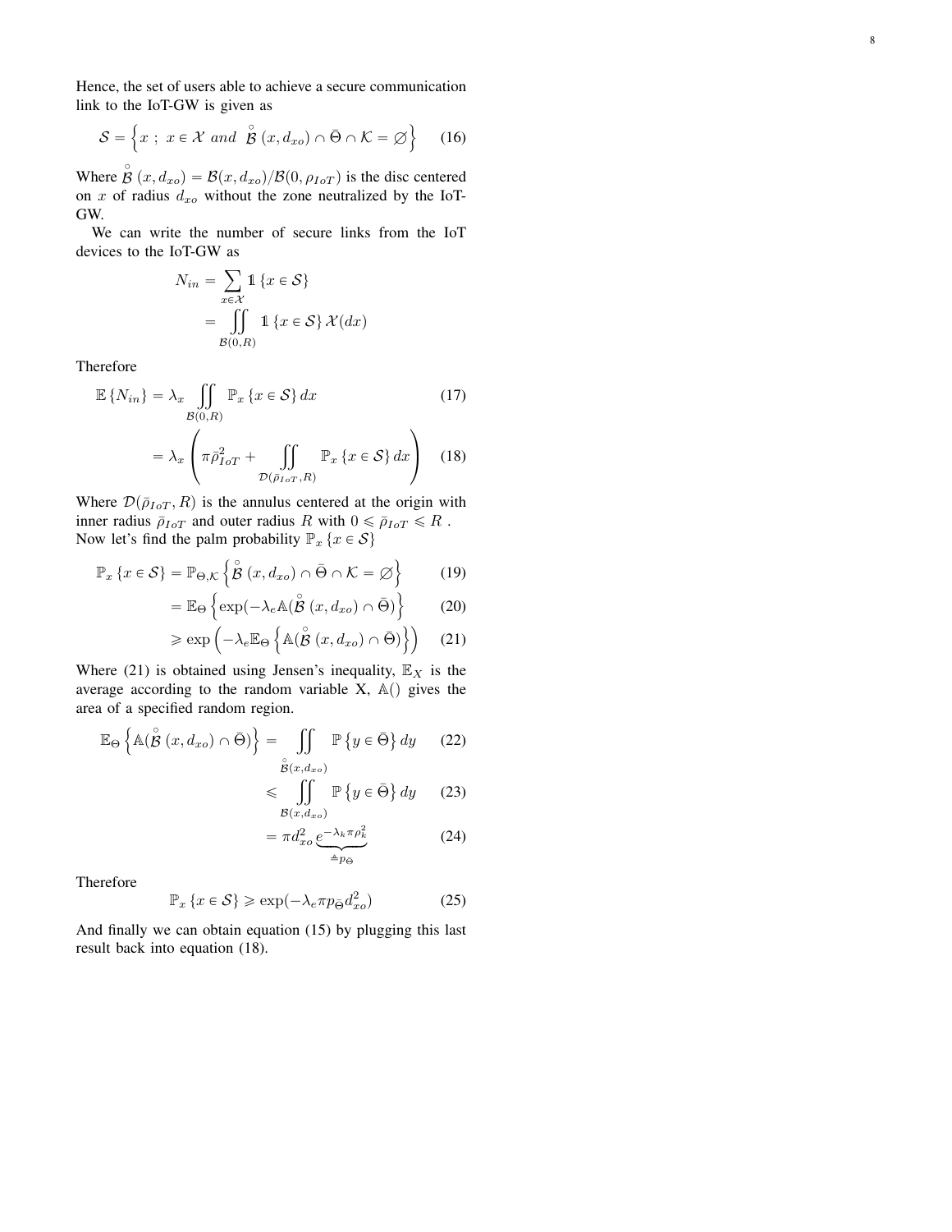Hence, the set of users able to achieve a secure communication link to the IoT-GW is given as

$$\mathcal{S} = \left\{ x \; ; \; x \in \mathcal{X} \; and \; \overset{\circ}{\mathcal{B}}(x, d_{xo}) \cap \bar{\Theta} \cap \mathcal{K} = \varnothing \right\} \tag{16}$$

Where $\overset{\circ}{\mathcal{B}}(x, d_{xo}) = \mathcal{B}(x, d_{xo}) / \mathcal{B}(0, \rho_{IoT})$ is the disc centered on $x$ of radius $d_{xo}$ without the zone neutralized by the IoT-GW.

We can write the number of secure links from the IoT devices to the IoT-GW as

$$\begin{aligned} N_{in} &= \sum_{x \in \mathcal{X}} \mathbb{1}\{x \in \mathcal{S}\} \\ &= \iint\limits_{\mathcal{B}(0,R)} \mathbb{1}\{x \in \mathcal{S}\} \mathcal{X}(dx) \end{aligned}$$

Therefore

$$\mathbb{E}\{N_{in}\} = \lambda_x \iint\limits_{\mathcal{B}(0,R)} \mathbb{P}_x\{x \in \mathcal{S}\} dx \tag{17}$$

$$= \lambda_x \left( \pi \bar{\rho}_{IoT}^2 + \iint\limits_{\mathcal{D}(\bar{\rho}_{IoT}, R)} \mathbb{P}_x\{x \in \mathcal{S}\} dx \right) \tag{18}$$

Where $\mathcal{D}(\bar{\rho}_{IoT}, R)$ is the annulus centered at the origin with inner radius $\bar{\rho}_{IoT}$ and outer radius $R$ with $0 \leqslant \bar{\rho}_{IoT} \leqslant R$ . Now let's find the palm probability $\mathbb{P}_x\{x \in \mathcal{S}\}$

$$\mathbb{P}_x\{x \in \mathcal{S}\} = \mathbb{P}_{\Theta, \mathcal{K}}\left\{ \overset{\circ}{\mathcal{B}}(x, d_{xo}) \cap \bar{\Theta} \cap \mathcal{K} = \varnothing \right\} \tag{19}$$

$$= \mathbb{E}_{\Theta}\left\{ \exp(-\lambda_e \mathbb{A}(\overset{\circ}{\mathcal{B}}(x, d_{xo}) \cap \bar{\Theta}) \right\} \tag{20}$$

$$\geqslant \exp\left( -\lambda_e \mathbb{E}_{\Theta}\left\{ \mathbb{A}(\overset{\circ}{\mathcal{B}}(x, d_{xo}) \cap \bar{\Theta}) \right\} \right) \tag{21}$$

Where (21) is obtained using Jensen's inequality, $\mathbb{E}_X$ is the average according to the random variable X, $\mathbb{A}()$ gives the area of a specified random region.

$$\mathbb{E}_{\Theta}\left\{ \mathbb{A}(\overset{\circ}{\mathcal{B}}(x, d_{xo}) \cap \bar{\Theta}) \right\} = \iint\limits_{\overset{\circ}{\mathcal{B}}(x, d_{xo})} \mathbb{P}\{y \in \bar{\Theta}\} dy \tag{22}$$

$$\leqslant \iint\limits_{\mathcal{B}(x, d_{xo})} \mathbb{P}\{y \in \bar{\Theta}\} dy \tag{23}$$

$$= \pi d_{xo}^2 \underbrace{e^{-\lambda_k \pi \rho_k^2}}_{\triangleq p_{\bar{\Theta}}} \tag{24}$$

Therefore

$$\mathbb{P}_x\{x \in \mathcal{S}\} \geqslant \exp(-\lambda_e \pi p_{\bar{\Theta}} d_{xo}^2) \tag{25}$$

And finally we can obtain equation (15) by plugging this last result back into equation (18).